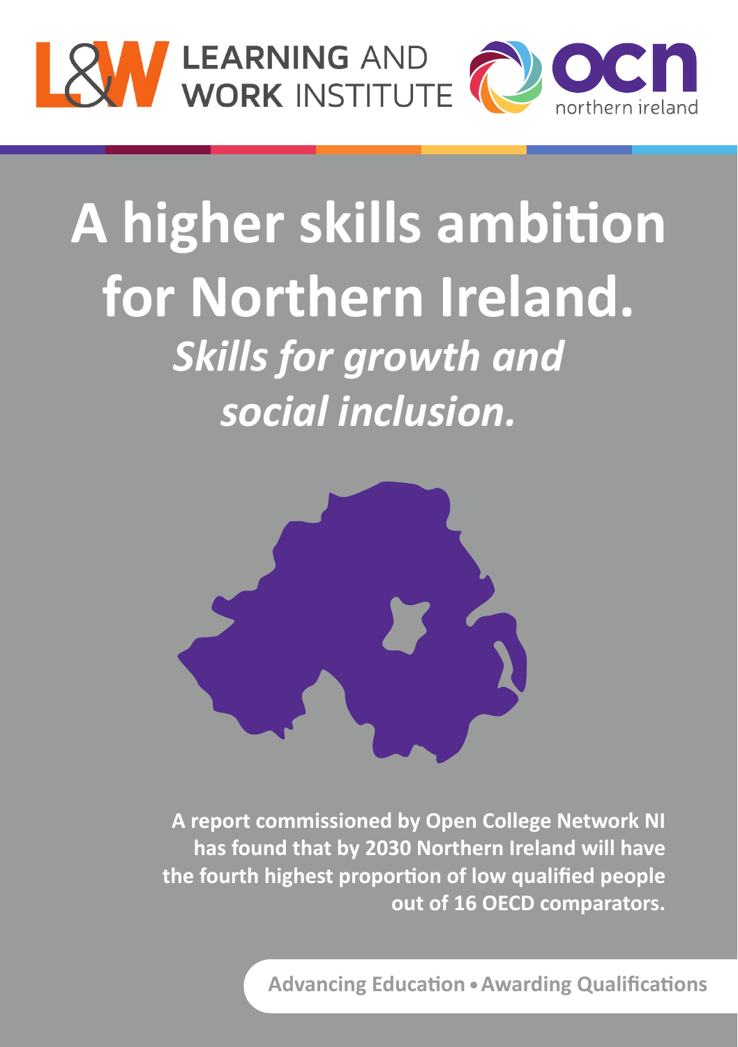LEARNING AND WORK INSTITUTE

ocn northern ireland

# A higher skills ambition for Northern Ireland.

## *Skills for growth and social inclusion.*

**A report commissioned by Open College Network NI has found that by 2030 Northern Ireland will have the fourth highest proportion of low qualified people out of 16 OECD comparators.**

**Advancing Education • Awarding Qualifications**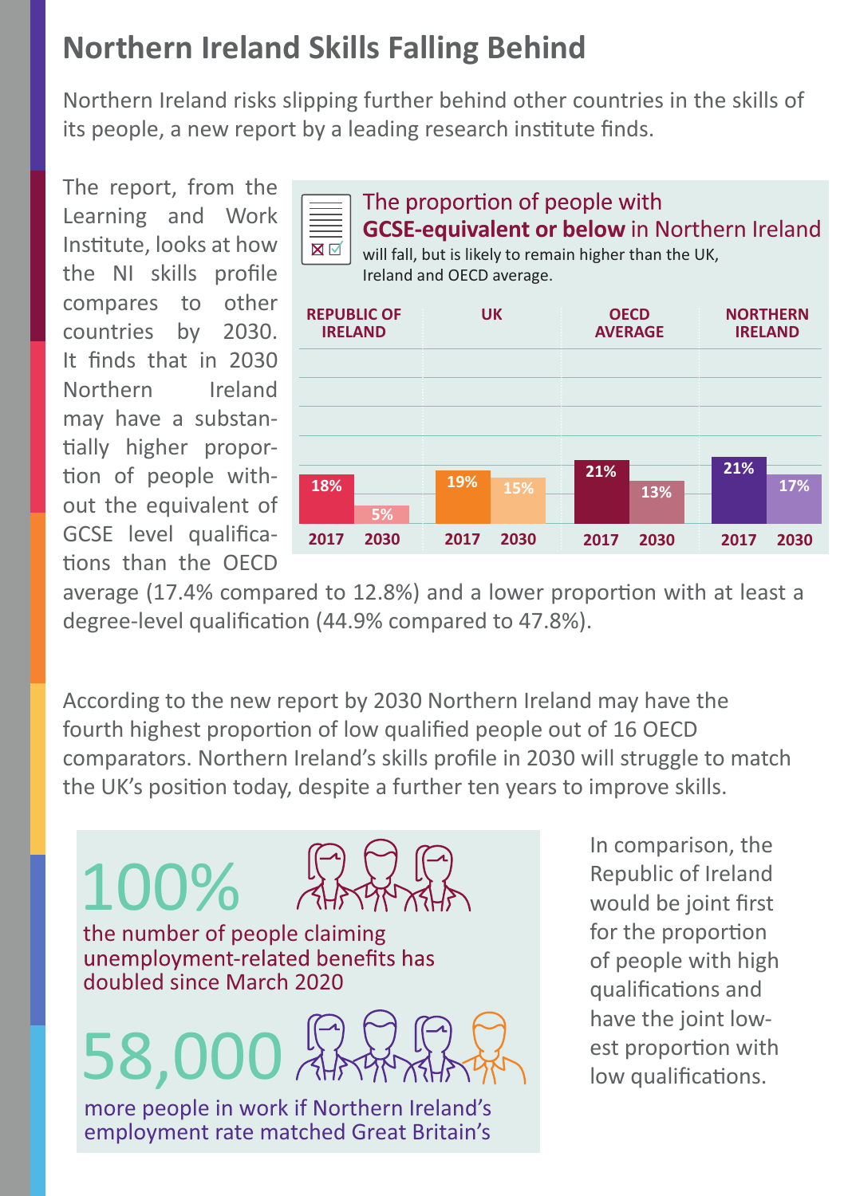# Northern Ireland Skills Falling Behind

Northern Ireland risks slipping further behind other countries in the skills of its people, a new report by a leading research institute finds.

The report, from the Learning and Work Institute, looks at how the NI skills profile compares to other countries by 2030. It finds that in 2030 Northern Ireland may have a substantially higher proportion of people without the equivalent of GCSE level qualifications than the OECD average (17.4% compared to 12.8%) and a lower proportion with at least a degree-level qualification (44.9% compared to 47.8%).

The proportion of people with **GCSE-equivalent or below** in Northern Ireland will fall, but is likely to remain higher than the UK, Ireland and OECD average.

| | Republic of Ireland | UK | OECD Average | Northern Ireland |
|---|---|---|---|---|
| 2017 | 18% | 19% | 21% | 21% |
| 2030 | 5% | 15% | 13% | 17% |

According to the new report by 2030 Northern Ireland may have the fourth highest proportion of low qualified people out of 16 OECD comparators. Northern Ireland's skills profile in 2030 will struggle to match the UK's position today, despite a further ten years to improve skills.

**100%**
the number of people claiming unemployment-related benefits has doubled since March 2020

**58,000**
more people in work if Northern Ireland's employment rate matched Great Britain's

In comparison, the Republic of Ireland would be joint first for the proportion of people with high qualifications and have the joint lowest proportion with low qualifications.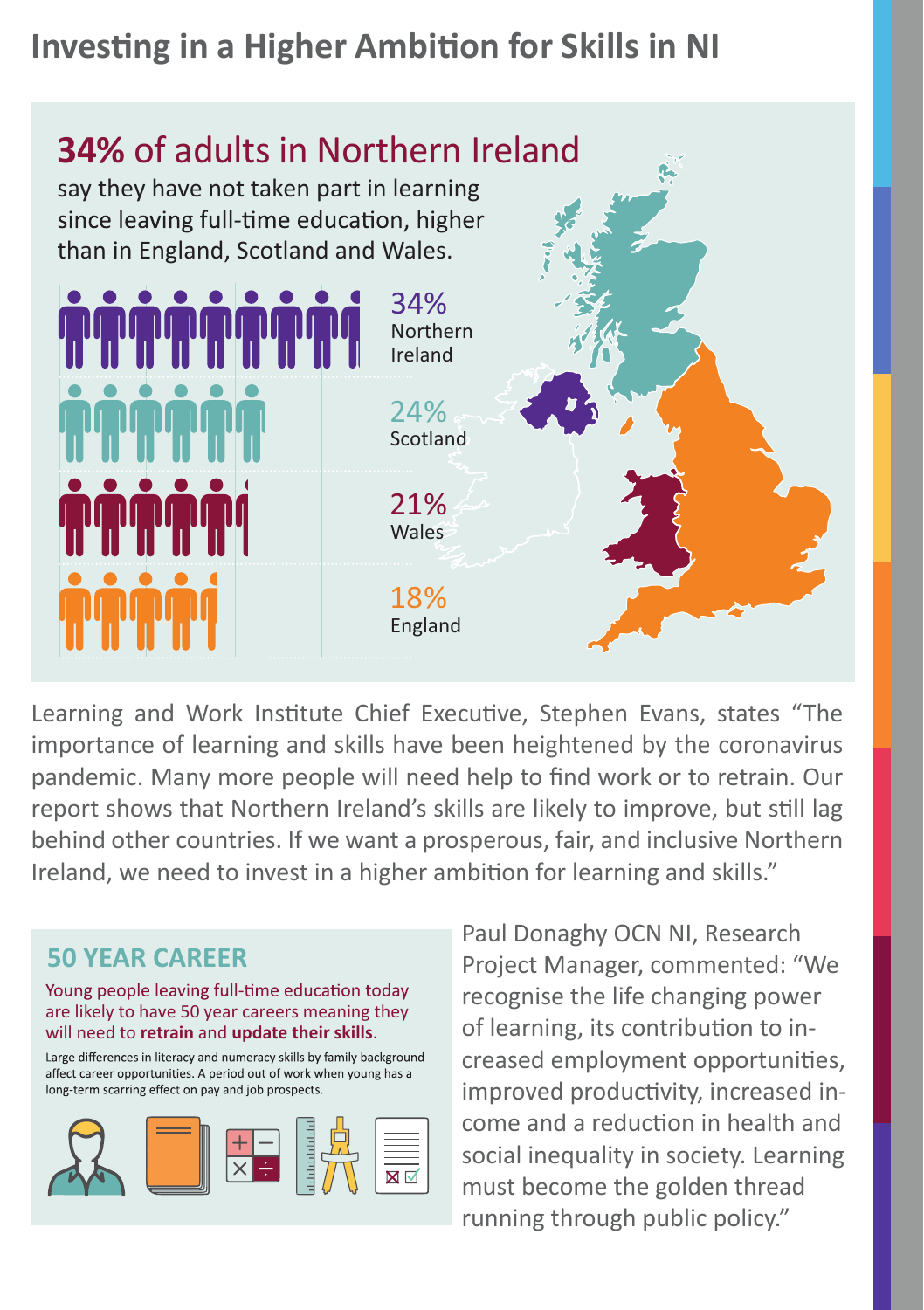# Investing in a Higher Ambition for Skills in NI

## **34%** of adults in Northern Ireland

say they have not taken part in learning since leaving full-time education, higher than in England, Scotland and Wales.

34% Northern Ireland

24% Scotland

21% Wales

18% England

Learning and Work Institute Chief Executive, Stephen Evans, states "The importance of learning and skills have been heightened by the coronavirus pandemic. Many more people will need help to find work or to retrain. Our report shows that Northern Ireland's skills are likely to improve, but still lag behind other countries. If we want a prosperous, fair, and inclusive Northern Ireland, we need to invest in a higher ambition for learning and skills."

### 50 YEAR CAREER

Young people leaving full-time education today are likely to have 50 year careers meaning they will need to **retrain** and **update their skills**.

Large differences in literacy and numeracy skills by family background affect career opportunities. A period out of work when young has a long-term scarring effect on pay and job prospects.

Paul Donaghy OCN NI, Research Project Manager, commented: "We recognise the life changing power of learning, its contribution to increased employment opportunities, improved productivity, increased income and a reduction in health and social inequality in society. Learning must become the golden thread running through public policy."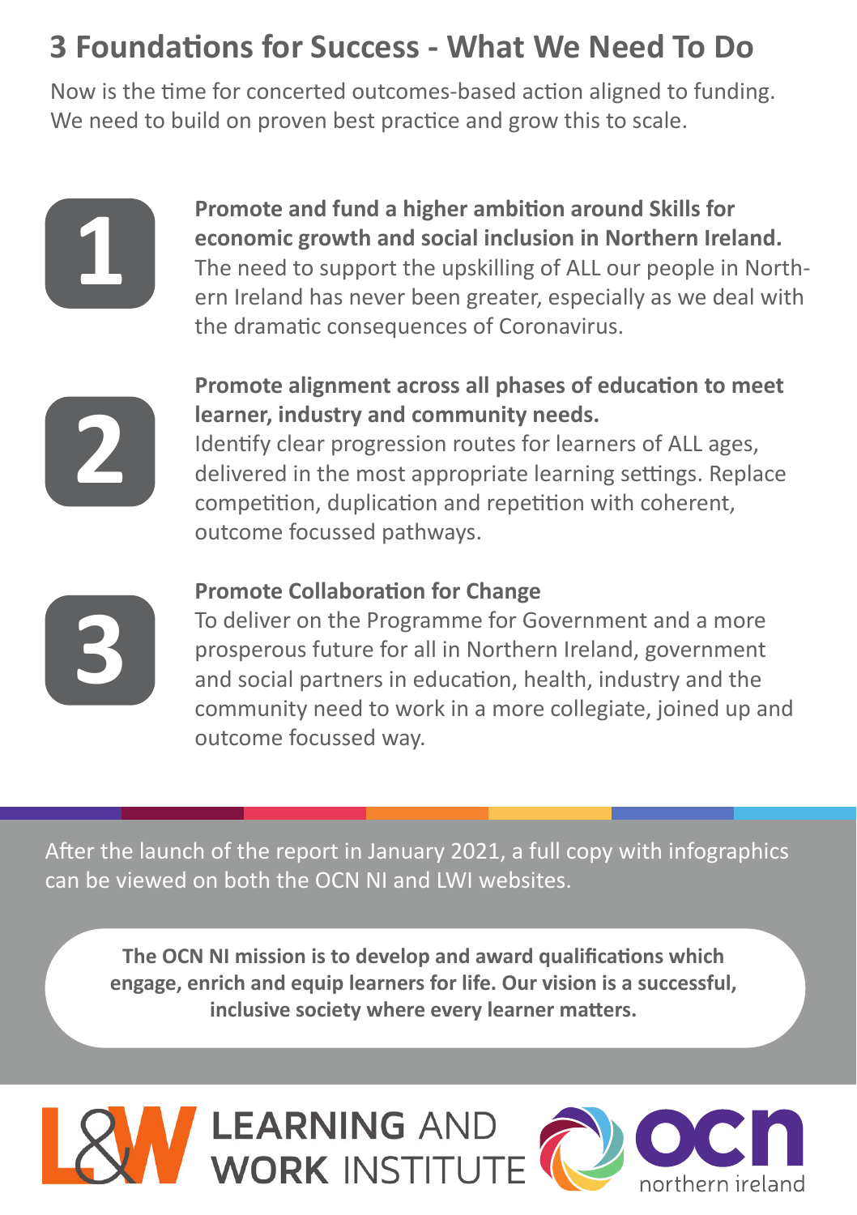## 3 Foundations for Success - What We Need To Do

Now is the time for concerted outcomes-based action aligned to funding. We need to build on proven best practice and grow this to scale.

**1**

**Promote and fund a higher ambition around Skills for economic growth and social inclusion in Northern Ireland.**
The need to support the upskilling of ALL our people in Northern Ireland has never been greater, especially as we deal with the dramatic consequences of Coronavirus.

**2**

**Promote alignment across all phases of education to meet learner, industry and community needs.**
Identify clear progression routes for learners of ALL ages, delivered in the most appropriate learning settings. Replace competition, duplication and repetition with coherent, outcome focussed pathways.

**3**

**Promote Collaboration for Change**
To deliver on the Programme for Government and a more prosperous future for all in Northern Ireland, government and social partners in education, health, industry and the community need to work in a more collegiate, joined up and outcome focussed way.

After the launch of the report in January 2021, a full copy with infographics can be viewed on both the OCN NI and LWI websites.

**The OCN NI mission is to develop and award qualifications which engage, enrich and equip learners for life. Our vision is a successful, inclusive society where every learner matters.**

L&W LEARNING AND WORK INSTITUTE

ocn northern ireland